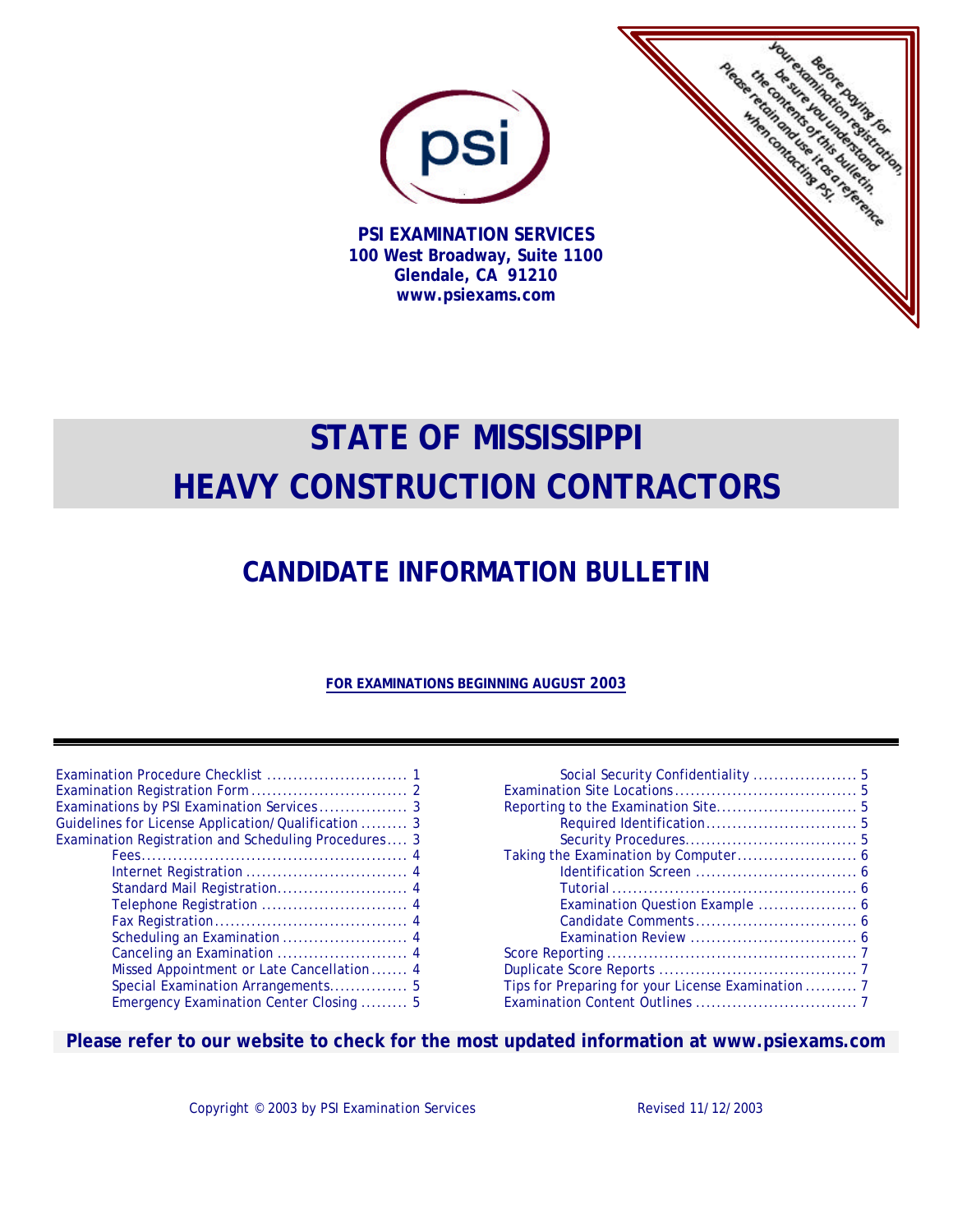Before paying for your examination registration, be sure you understand the contents of this bulletin. Please retain and use it as a reference when contacting PSI.

**PSI EXAMINATION SERVICES**
**100 West Broadway, Suite 1100**
**Glendale, CA 91210**
**www.psiexams.com**

# STATE OF MISSISSIPPI HEAVY CONSTRUCTION CONTRACTORS

## CANDIDATE INFORMATION BULLETIN

**FOR EXAMINATIONS BEGINNING AUGUST 2003**

- Examination Procedure Checklist ... 1
- Examination Registration Form ... 2
- Examinations by PSI Examination Services ... 3
- Guidelines for License Application/Qualification ... 3
- Examination Registration and Scheduling Procedures ... 3
  - Fees ... 4
  - Internet Registration ... 4
  - Standard Mail Registration ... 4
  - Telephone Registration ... 4
  - Fax Registration ... 4
  - Scheduling an Examination ... 4
  - Canceling an Examination ... 4
  - Missed Appointment or Late Cancellation ... 4
  - Special Examination Arrangements ... 5
  - Emergency Examination Center Closing ... 5
  - Social Security Confidentiality ... 5
- Examination Site Locations ... 5
- Reporting to the Examination Site ... 5
  - Required Identification ... 5
  - Security Procedures ... 5
- Taking the Examination by Computer ... 6
  - Identification Screen ... 6
  - Tutorial ... 6
  - Examination Question Example ... 6
  - Candidate Comments ... 6
  - Examination Review ... 6
- Score Reporting ... 7
- Duplicate Score Reports ... 7
- Tips for Preparing for your License Examination ... 7
- Examination Content Outlines ... 7

**Please refer to our website to check for the most updated information at www.psiexams.com**

Copyright © 2003 by PSI Examination Services    Revised 11/12/2003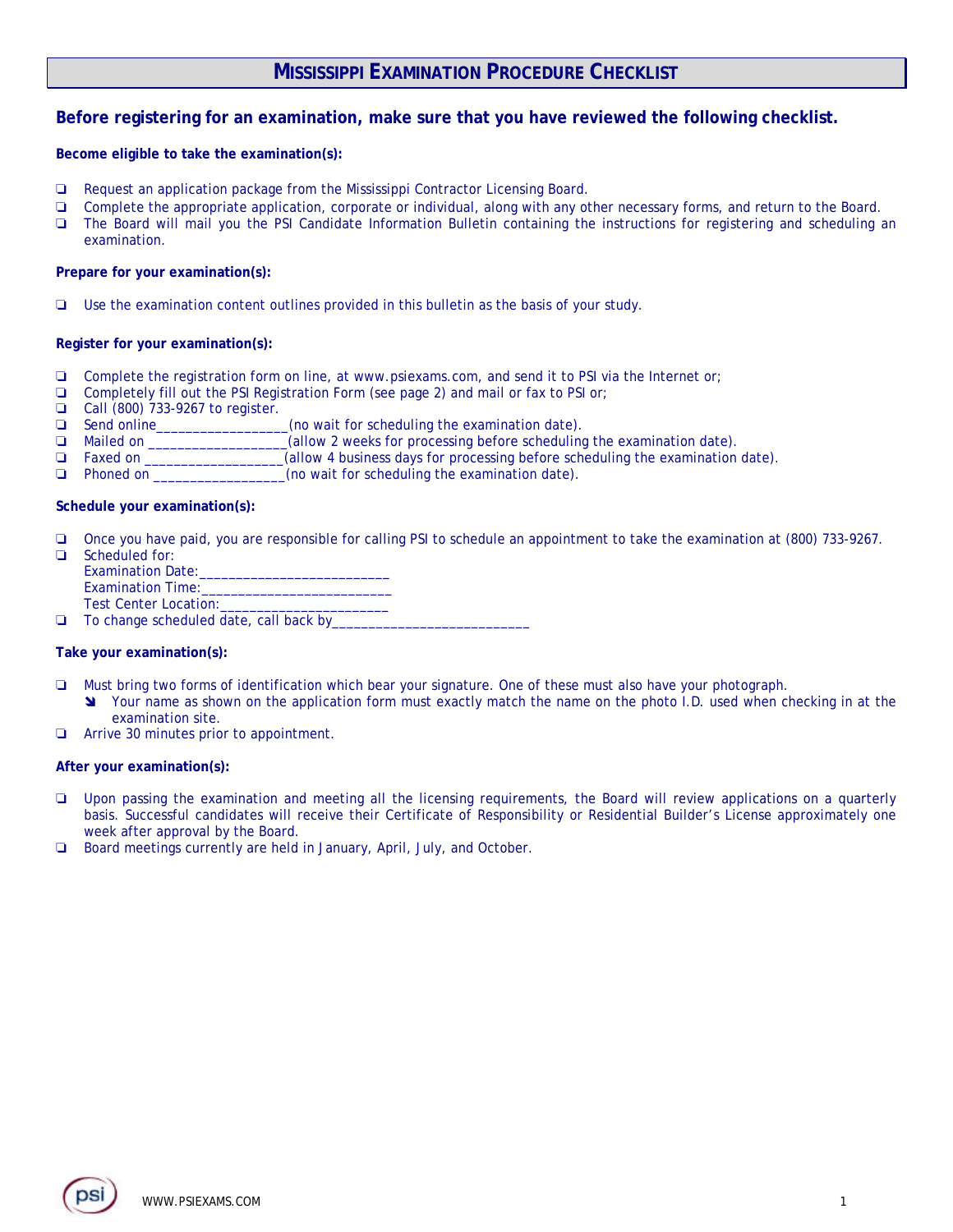# MISSISSIPPI EXAMINATION PROCEDURE CHECKLIST

## Before registering for an examination, make sure that you have reviewed the following checklist.

**Become eligible to take the examination(s):**

- ❑ Request an application package from the Mississippi Contractor Licensing Board.
- ❑ Complete the appropriate application, corporate or individual, along with any other necessary forms, and return to the Board.
- ❑ The Board will mail you the PSI Candidate Information Bulletin containing the instructions for registering and scheduling an examination.

**Prepare for your examination(s):**

- ❑ Use the examination content outlines provided in this bulletin as the basis of your study.

**Register for your examination(s):**

- ❑ Complete the registration form on line, at www.psiexams.com, and send it to PSI via the Internet or;
- ❑ Completely fill out the PSI Registration Form (see page 2) and mail or fax to PSI or;
- ❑ Call (800) 733-9267 to register.
- ❑ Send online__________________(no wait for scheduling the examination date).
- ❑ Mailed on __________________(allow 2 weeks for processing before scheduling the examination date).
- ❑ Faxed on __________________(allow 4 business days for processing before scheduling the examination date).
- ❑ Phoned on __________________(no wait for scheduling the examination date).

**Schedule your examination(s):**

- ❑ Once you have paid, you are responsible for calling PSI to schedule an appointment to take the examination at (800) 733-9267.
- ❑ Scheduled for:
  Examination Date:__________________________
  Examination Time:__________________________
  Test Center Location:_______________________
- ❑ To change scheduled date, call back by____________________________

**Take your examination(s):**

- ❑ Must bring two forms of identification which bear your signature. One of these must also have your photograph.
  - ➘ Your name as shown on the application form must exactly match the name on the photo I.D. used when checking in at the examination site.
- ❑ Arrive 30 minutes prior to appointment.

**After your examination(s):**

- ❑ Upon passing the examination and meeting all the licensing requirements, the Board will review applications on a quarterly basis. Successful candidates will receive their Certificate of Responsibility or Residential Builder's License approximately one week after approval by the Board.
- ❑ Board meetings currently are held in January, April, July, and October.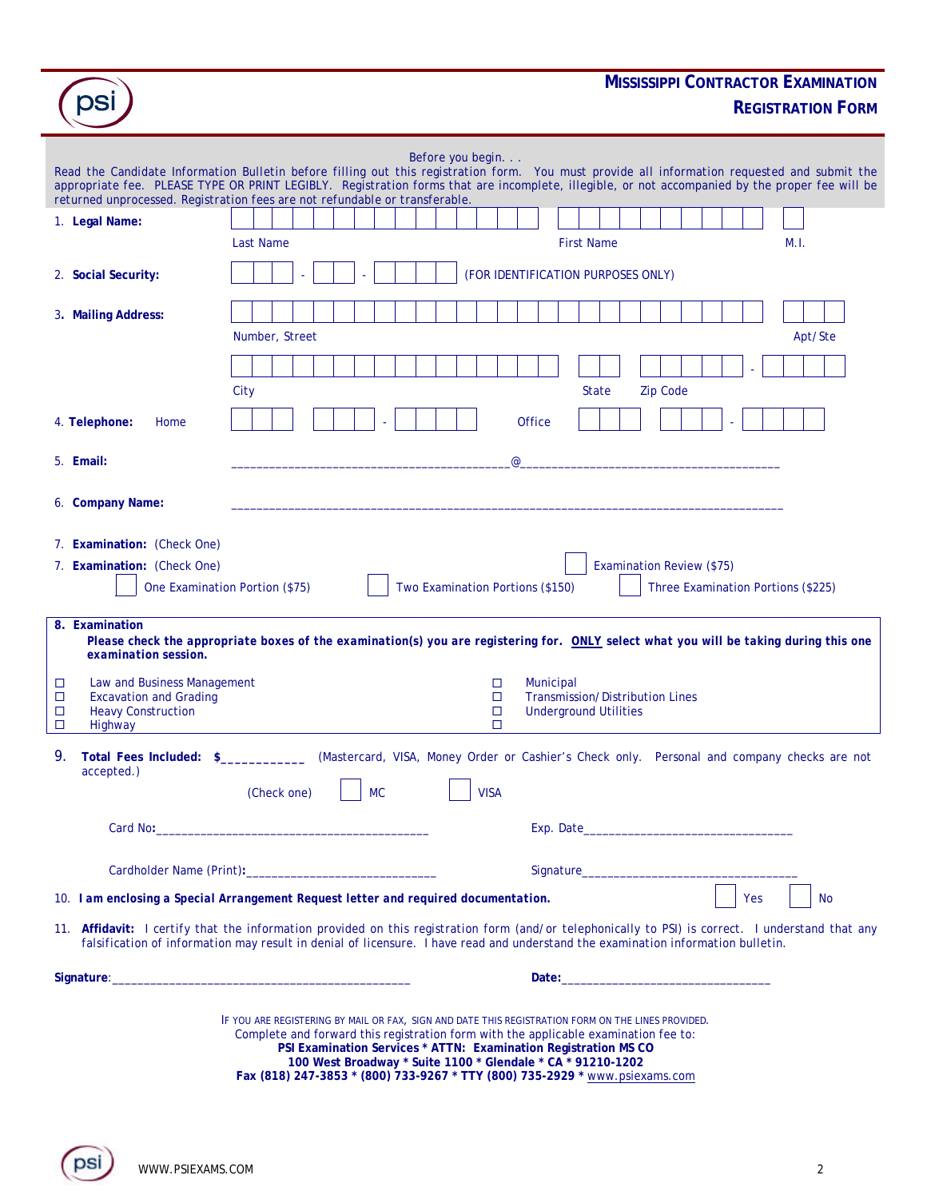# MISSISSIPPI CONTRACTOR EXAMINATION REGISTRATION FORM

Before you begin. . .

Read the Candidate Information Bulletin before filling out this registration form. You must provide all information requested and submit the appropriate fee. PLEASE TYPE OR PRINT LEGIBLY. Registration forms that are incomplete, illegible, or not accompanied by the proper fee will be returned unprocessed. Registration fees are not refundable or transferable.

1. **Legal Name:** Last Name ____ First Name ____ M.I. ____

2. **Social Security:** ___ - __ - ____ (FOR IDENTIFICATION PURPOSES ONLY)

3. **Mailing Address:** Number, Street ____ Apt/Ste ____
   City ____ State ____ Zip Code ____ - ____

4. **Telephone:** Home ( ) ___ - ____ Office ( ) ___ - ____

5. **Email:** ____________________@____________________

6. **Company Name:** ________________________________________

7. **Examination:** (Check One)

7. **Examination:** (Check One)

☐ Examination Review ($75)

☐ One Examination Portion ($75) ☐ Two Examination Portions ($150) ☐ Three Examination Portions ($225)

8. **Examination**

***Please check the appropriate boxes of the examination(s) you are registering for. ONLY select what you will be taking during this one examination session.***

☐ Law and Business Management
☐ Excavation and Grading
☐ Heavy Construction
☐ Highway
☐ Municipal
☐ Transmission/Distribution Lines
☐ Underground Utilities
☐

9. **Total Fees Included: $**___________ (Mastercard, VISA, Money Order or Cashier's Check only. Personal and company checks are not accepted.)

(Check one) ☐ MC ☐ VISA

Card No:________________________________ Exp. Date________________________________

Cardholder Name (Print):____________________________ Signature________________________________

10. ***I am enclosing a Special Arrangement Request letter and required documentation.*** ☐ Yes ☐ No

11. **Affidavit:** I certify that the information provided on this registration form (and/or telephonically to PSI) is correct. I understand that any falsification of information may result in denial of licensure. I have read and understand the examination information bulletin.

**Signature**:________________________________________ **Date:**________________________________

IF YOU ARE REGISTERING BY MAIL OR FAX, SIGN AND DATE THIS REGISTRATION FORM ON THE LINES PROVIDED.
Complete and forward this registration form with the applicable examination fee to:
**PSI Examination Services * ATTN: Examination Registration MS CO**
**100 West Broadway * Suite 1100 * Glendale * CA * 91210-1202**
**Fax (818) 247-3853 * (800) 733-9267 * TTY (800) 735-2929 * www.psiexams.com**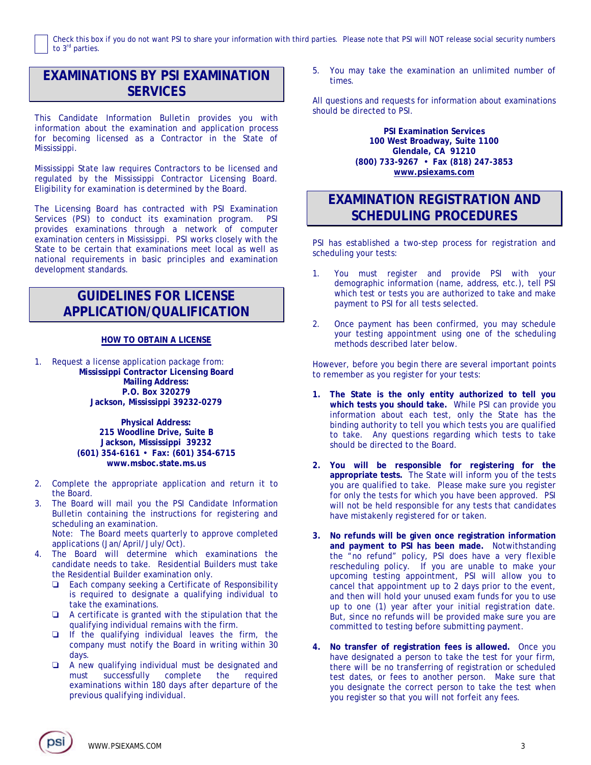☐ Check this box if you do not want PSI to share your information with third parties. Please note that PSI will NOT release social security numbers to 3rd parties.

## EXAMINATIONS BY PSI EXAMINATION SERVICES

This Candidate Information Bulletin provides you with information about the examination and application process for becoming licensed as a Contractor in the State of Mississippi.

Mississippi State law requires Contractors to be licensed and regulated by the Mississippi Contractor Licensing Board. Eligibility for examination is determined by the Board.

The Licensing Board has contracted with PSI Examination Services (PSI) to conduct its examination program. PSI provides examinations through a network of computer examination centers in Mississippi. PSI works closely with the State to be certain that examinations meet local as well as national requirements in basic principles and examination development standards.

## GUIDELINES FOR LICENSE APPLICATION/QUALIFICATION

### HOW TO OBTAIN A LICENSE

1. Request a license application package from:

   **Mississippi Contractor Licensing Board**
   **Mailing Address:**
   **P.O. Box 320279**
   **Jackson, Mississippi 39232-0279**

   **Physical Address:**
   **215 Woodline Drive, Suite B**
   **Jackson, Mississippi 39232**
   **(601) 354-6161 • Fax: (601) 354-6715**
   **www.msboc.state.ms.us**

2. Complete the appropriate application and return it to the Board.
3. The Board will mail you the PSI Candidate Information Bulletin containing the instructions for registering and scheduling an examination.
   Note: The Board meets quarterly to approve completed applications (Jan/April/July/Oct).
4. The Board will determine which examinations the candidate needs to take. Residential Builders must take the Residential Builder examination only.
   - Each company seeking a Certificate of Responsibility is required to designate a qualifying individual to take the examinations.
   - A certificate is granted with the stipulation that the qualifying individual remains with the firm.
   - If the qualifying individual leaves the firm, the company must notify the Board in writing within 30 days.
   - A new qualifying individual must be designated and must successfully complete the required examinations within 180 days after departure of the previous qualifying individual.
5. You may take the examination an unlimited number of times.

All questions and requests for information about examinations should be directed to PSI.

**PSI Examination Services**
**100 West Broadway, Suite 1100**
**Glendale, CA 91210**
**(800) 733-9267 • Fax (818) 247-3853**
**www.psiexams.com**

## EXAMINATION REGISTRATION AND SCHEDULING PROCEDURES

PSI has established a two-step process for registration and scheduling your tests:

1. You must register and provide PSI with your demographic information (name, address, etc.), tell PSI which test or tests you are authorized to take and make payment to PSI for all tests selected.
2. Once payment has been confirmed, you may schedule your testing appointment using one of the scheduling methods described later below.

However, before you begin there are several important points to remember as you register for your tests:

1. **The State is the only entity authorized to tell you which tests you should take.** While PSI can provide you information about each test, only the State has the binding authority to tell you which tests you are qualified to take. Any questions regarding which tests to take should be directed to the Board.
2. **You will be responsible for registering for the appropriate tests.** The State will inform you of the tests you are qualified to take. Please make sure you register for only the tests for which you have been approved. PSI will not be held responsible for any tests that candidates have mistakenly registered for or taken.
3. **No refunds will be given once registration information and payment to PSI has been made.** Notwithstanding the "no refund" policy, PSI does have a very flexible rescheduling policy. If you are unable to make your upcoming testing appointment, PSI will allow you to cancel that appointment up to 2 days prior to the event, and then will hold your unused exam funds for you to use up to one (1) year after your initial registration date. But, since no refunds will be provided make sure you are committed to testing before submitting payment.
4. **No transfer of registration fees is allowed.** Once you have designated a person to take the test for your firm, there will be no transferring of registration or scheduled test dates, or fees to another person. Make sure that you designate the correct person to take the test when you register so that you will not forfeit any fees.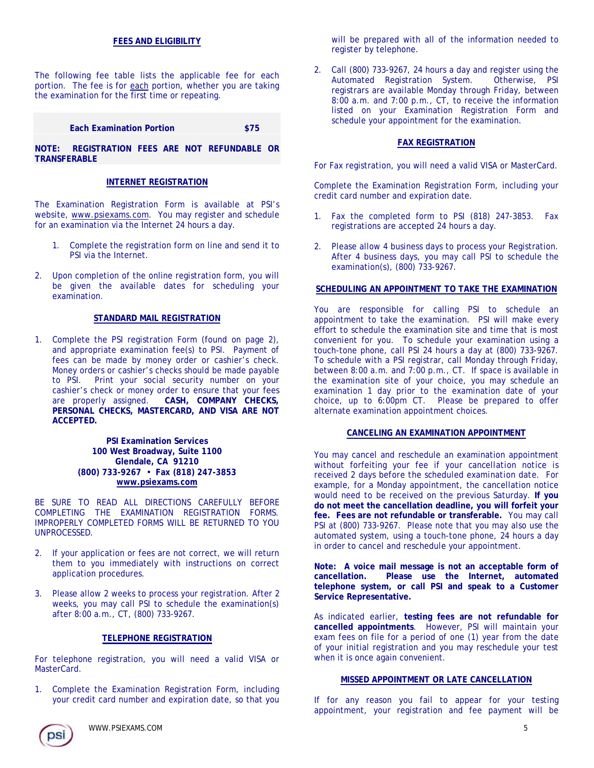## FEES AND ELIGIBILITY

The following fee table lists the applicable fee for each portion. The fee is for each portion, whether you are taking the examination for the first time or repeating.

| Each Examination Portion | $75 |
| --- | --- |

**NOTE: REGISTRATION FEES ARE NOT REFUNDABLE OR TRANSFERABLE**

## INTERNET REGISTRATION

The Examination Registration Form is available at PSI's website, www.psiexams.com. You may register and schedule for an examination via the Internet 24 hours a day.

1. Complete the registration form on line and send it to PSI via the Internet.
2. Upon completion of the online registration form, you will be given the available dates for scheduling your examination.

## STANDARD MAIL REGISTRATION

1. Complete the PSI registration Form (found on page 2), and appropriate examination fee(s) to PSI. Payment of fees can be made by money order or cashier's check. Money orders or cashier's checks should be made payable to PSI. Print your social security number on your cashier's check or money order to ensure that your fees are properly assigned. **CASH, COMPANY CHECKS, PERSONAL CHECKS, MASTERCARD, AND VISA ARE NOT ACCEPTED.**

**PSI Examination Services**
**100 West Broadway, Suite 1100**
**Glendale, CA 91210**
**(800) 733-9267 • Fax (818) 247-3853**
**www.psiexams.com**

BE SURE TO READ ALL DIRECTIONS CAREFULLY BEFORE COMPLETING THE EXAMINATION REGISTRATION FORMS. IMPROPERLY COMPLETED FORMS WILL BE RETURNED TO YOU UNPROCESSED.

2. If your application or fees are not correct, we will return them to you immediately with instructions on correct application procedures.
3. Please allow 2 weeks to process your registration. After 2 weeks, you may call PSI to schedule the examination(s) after 8:00 a.m., CT, (800) 733-9267.

## TELEPHONE REGISTRATION

For telephone registration, you will need a valid VISA or MasterCard.

1. Complete the Examination Registration Form, including your credit card number and expiration date, so that you will be prepared with all of the information needed to register by telephone.
2. Call (800) 733-9267, 24 hours a day and register using the Automated Registration System. Otherwise, PSI registrars are available Monday through Friday, between 8:00 a.m. and 7:00 p.m., CT, to receive the information listed on your Examination Registration Form and schedule your appointment for the examination.

## FAX REGISTRATION

For Fax registration, you will need a valid VISA or MasterCard.

Complete the Examination Registration Form, including your credit card number and expiration date.

1. Fax the completed form to PSI (818) 247-3853. Fax registrations are accepted 24 hours a day.
2. Please allow 4 business days to process your Registration. After 4 business days, you may call PSI to schedule the examination(s), (800) 733-9267.

## SCHEDULING AN APPOINTMENT TO TAKE THE EXAMINATION

You are responsible for calling PSI to schedule an appointment to take the examination. PSI will make every effort to schedule the examination site and time that is most convenient for you. To schedule your examination using a touch-tone phone, call PSI 24 hours a day at (800) 733-9267. To schedule with a PSI registrar, call Monday through Friday, between 8:00 a.m. and 7:00 p.m., CT. If space is available in the examination site of your choice, you may schedule an examination 1 day prior to the examination date of your choice, up to 6:00pm CT. Please be prepared to offer alternate examination appointment choices.

## CANCELING AN EXAMINATION APPOINTMENT

You may cancel and reschedule an examination appointment without forfeiting your fee if your cancellation notice is received 2 days before the scheduled examination date. For example, for a Monday appointment, the cancellation notice would need to be received on the previous Saturday. **If you do not meet the cancellation deadline, you will forfeit your fee. Fees are not refundable or transferable.** You may call PSI at (800) 733-9267. Please note that you may also use the automated system, using a touch-tone phone, 24 hours a day in order to cancel and reschedule your appointment.

**Note: A voice mail message is not an acceptable form of cancellation. Please use the Internet, automated telephone system, or call PSI and speak to a Customer Service Representative.**

As indicated earlier, **testing fees are not refundable for cancelled appointments**. However, PSI will maintain your exam fees on file for a period of one (1) year from the date of your initial registration and you may reschedule your test when it is once again convenient.

## MISSED APPOINTMENT OR LATE CANCELLATION

If for any reason you fail to appear for your testing appointment, your registration and fee payment will be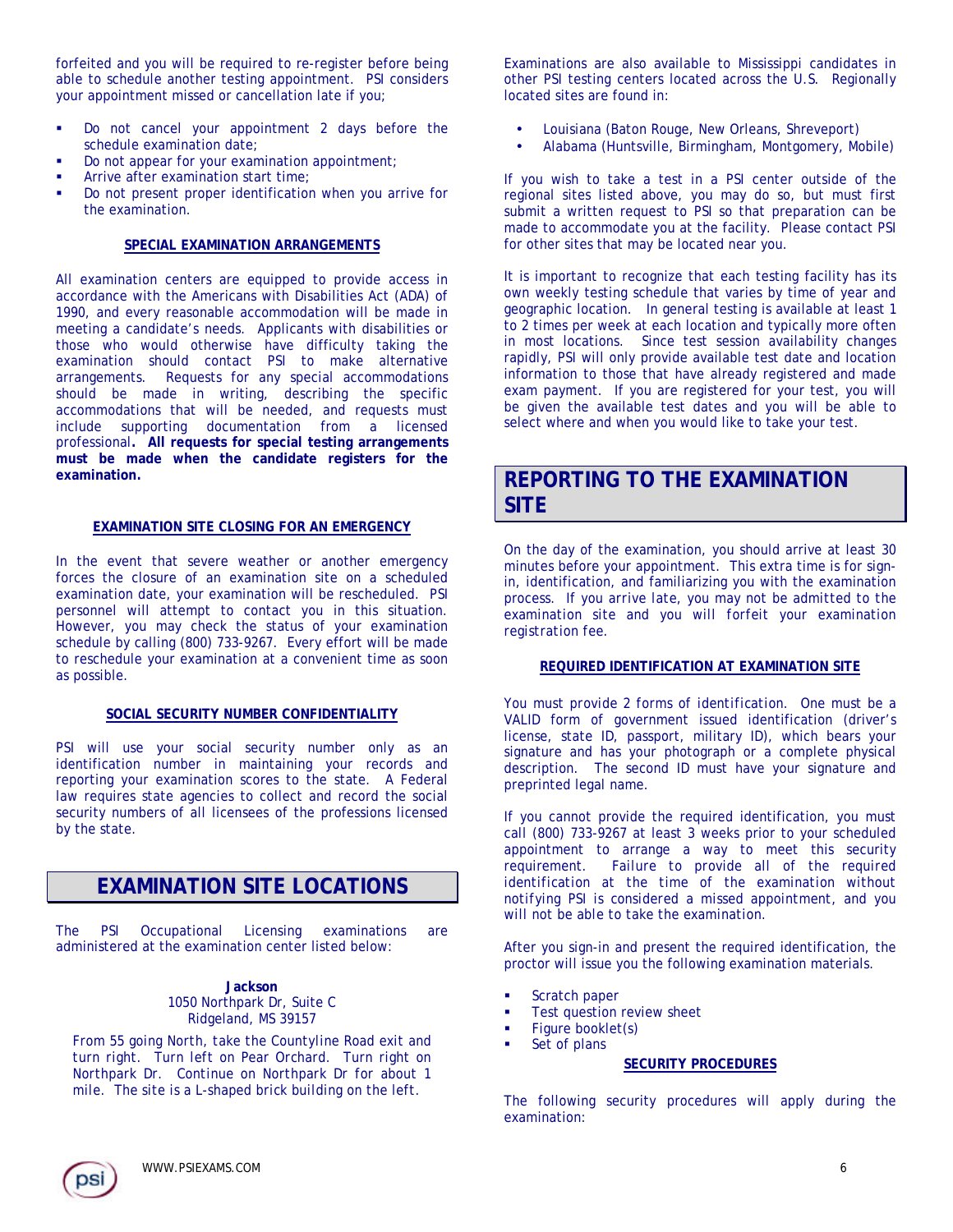forfeited and you will be required to re-register before being able to schedule another testing appointment. PSI considers your appointment missed or cancellation late if you;

- Do not cancel your appointment 2 days before the schedule examination date;
- Do not appear for your examination appointment;
- Arrive after examination start time;
- Do not present proper identification when you arrive for the examination.

#### SPECIAL EXAMINATION ARRANGEMENTS

All examination centers are equipped to provide access in accordance with the Americans with Disabilities Act (ADA) of 1990, and every reasonable accommodation will be made in meeting a candidate's needs. Applicants with disabilities or those who would otherwise have difficulty taking the examination should contact PSI to make alternative arrangements. Requests for any special accommodations should be made in writing, describing the specific accommodations that will be needed, and requests must include supporting documentation from a licensed professional. **All requests for special testing arrangements must be made when the candidate registers for the examination.**

#### EXAMINATION SITE CLOSING FOR AN EMERGENCY

In the event that severe weather or another emergency forces the closure of an examination site on a scheduled examination date, your examination will be rescheduled. PSI personnel will attempt to contact you in this situation. However, you may check the status of your examination schedule by calling (800) 733-9267. Every effort will be made to reschedule your examination at a convenient time as soon as possible.

#### SOCIAL SECURITY NUMBER CONFIDENTIALITY

PSI will use your social security number only as an identification number in maintaining your records and reporting your examination scores to the state. A Federal law requires state agencies to collect and record the social security numbers of all licensees of the professions licensed by the state.

## EXAMINATION SITE LOCATIONS

The PSI Occupational Licensing examinations are administered at the examination center listed below:

**Jackson**
1050 Northpark Dr, Suite C
Ridgeland, MS 39157

From 55 going North, take the Countyline Road exit and turn right. Turn left on Pear Orchard. Turn right on Northpark Dr. Continue on Northpark Dr for about 1 mile. The site is a L-shaped brick building on the left.

Examinations are also available to Mississippi candidates in other PSI testing centers located across the U.S. Regionally located sites are found in:

- Louisiana (Baton Rouge, New Orleans, Shreveport)
- Alabama (Huntsville, Birmingham, Montgomery, Mobile)

If you wish to take a test in a PSI center outside of the regional sites listed above, you may do so, but must first submit a written request to PSI so that preparation can be made to accommodate you at the facility. Please contact PSI for other sites that may be located near you.

It is important to recognize that each testing facility has its own weekly testing schedule that varies by time of year and geographic location. In general testing is available at least 1 to 2 times per week at each location and typically more often in most locations. Since test session availability changes rapidly, PSI will only provide available test date and location information to those that have already registered and made exam payment. If you are registered for your test, you will be given the available test dates and you will be able to select where and when you would like to take your test.

## REPORTING TO THE EXAMINATION SITE

On the day of the examination, you should arrive at least 30 minutes before your appointment. This extra time is for sign-in, identification, and familiarizing you with the examination process. If you arrive late, you may not be admitted to the examination site and you will forfeit your examination registration fee.

#### REQUIRED IDENTIFICATION AT EXAMINATION SITE

You must provide 2 forms of identification. One must be a VALID form of government issued identification (driver's license, state ID, passport, military ID), which bears your signature and has your photograph or a complete physical description. The second ID must have your signature and preprinted legal name.

If you cannot provide the required identification, you must call (800) 733-9267 at least 3 weeks prior to your scheduled appointment to arrange a way to meet this security requirement. Failure to provide all of the required identification at the time of the examination without notifying PSI is considered a missed appointment, and you will not be able to take the examination.

After you sign-in and present the required identification, the proctor will issue you the following examination materials.

- Scratch paper
- Test question review sheet
- Figure booklet(s)
- Set of plans

#### SECURITY PROCEDURES

The following security procedures will apply during the examination: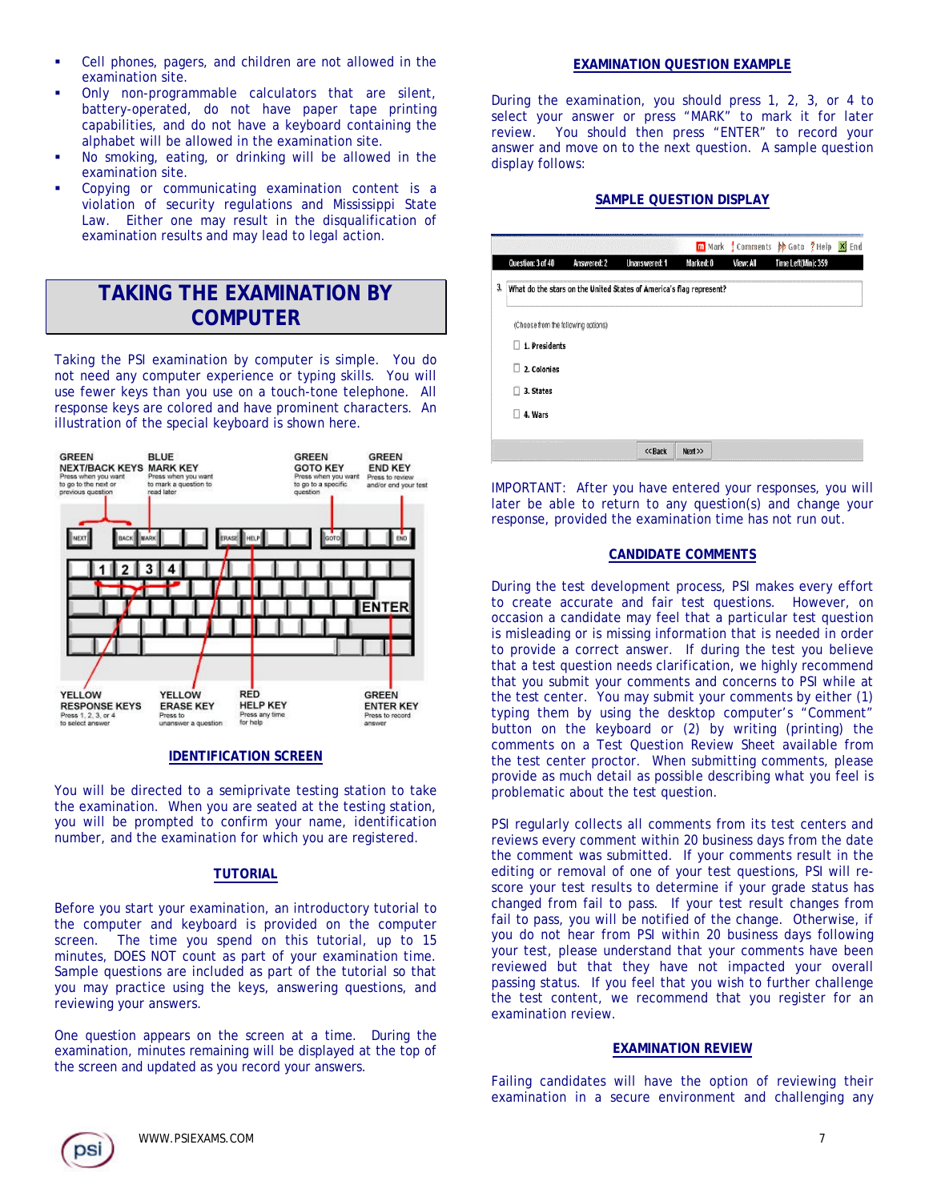- Cell phones, pagers, and children are not allowed in the examination site.
- Only non-programmable calculators that are silent, battery-operated, do not have paper tape printing capabilities, and do not have a keyboard containing the alphabet will be allowed in the examination site.
- No smoking, eating, or drinking will be allowed in the examination site.
- Copying or communicating examination content is a violation of security regulations and Mississippi State Law. Either one may result in the disqualification of examination results and may lead to legal action.

# TAKING THE EXAMINATION BY COMPUTER

Taking the PSI examination by computer is simple. You do not need any computer experience or typing skills. You will use fewer keys than you use on a touch-tone telephone. All response keys are colored and have prominent characters. An illustration of the special keyboard is shown here.

GREEN NEXT/BACK KEYS Press when you want to go to the next or previous question

BLUE MARK KEY Press when you want to mark a question to read later

GREEN GOTO KEY Press when you want to go to a specific question

GREEN END KEY Press to review and/or end your test

YELLOW RESPONSE KEYS Press 1, 2, 3, or 4 to select answer

YELLOW ERASE KEY Press to unanswer a question

RED HELP KEY Press any time for help

GREEN ENTER KEY Press to record answer

## IDENTIFICATION SCREEN

You will be directed to a semiprivate testing station to take the examination. When you are seated at the testing station, you will be prompted to confirm your name, identification number, and the examination for which you are registered.

## TUTORIAL

Before you start your examination, an introductory tutorial to the computer and keyboard is provided on the computer screen. The time you spend on this tutorial, up to 15 minutes, DOES NOT count as part of your examination time. Sample questions are included as part of the tutorial so that you may practice using the keys, answering questions, and reviewing your answers.

One question appears on the screen at a time. During the examination, minutes remaining will be displayed at the top of the screen and updated as you record your answers.

## EXAMINATION QUESTION EXAMPLE

During the examination, you should press 1, 2, 3, or 4 to select your answer or press "MARK" to mark it for later review. You should then press "ENTER" to record your answer and move on to the next question. A sample question display follows:

## SAMPLE QUESTION DISPLAY

Mark | Comments | Goto | Help | End

Question: 3 of 40 | Answered: 2 | Unanswered: 1 | Marked: 0 | View: All | Time Left(Min): 359

3. What do the stars on the United States of America's flag represent?

(Choose from the following options)

1. Presidents
2. Colonies
3. States
4. Wars

<<Back | Next>>

IMPORTANT: After you have entered your responses, you will later be able to return to any question(s) and change your response, provided the examination time has not run out.

## CANDIDATE COMMENTS

During the test development process, PSI makes every effort to create accurate and fair test questions. However, on occasion a candidate may feel that a particular test question is misleading or is missing information that is needed in order to provide a correct answer. If during the test you believe that a test question needs clarification, we highly recommend that you submit your comments and concerns to PSI while at the test center. You may submit your comments by either (1) typing them by using the desktop computer's "Comment" button on the keyboard or (2) by writing (printing) the comments on a Test Question Review Sheet available from the test center proctor. When submitting comments, please provide as much detail as possible describing what you feel is problematic about the test question.

PSI regularly collects all comments from its test centers and reviews every comment within 20 business days from the date the comment was submitted. If your comments result in the editing or removal of one of your test questions, PSI will re-score your test results to determine if your grade status has changed from fail to pass. If your test result changes from fail to pass, you will be notified of the change. Otherwise, if you do not hear from PSI within 20 business days following your test, please understand that your comments have been reviewed but that they have not impacted your overall passing status. If you feel that you wish to further challenge the test content, we recommend that you register for an examination review.

## EXAMINATION REVIEW

Failing candidates will have the option of reviewing their examination in a secure environment and challenging any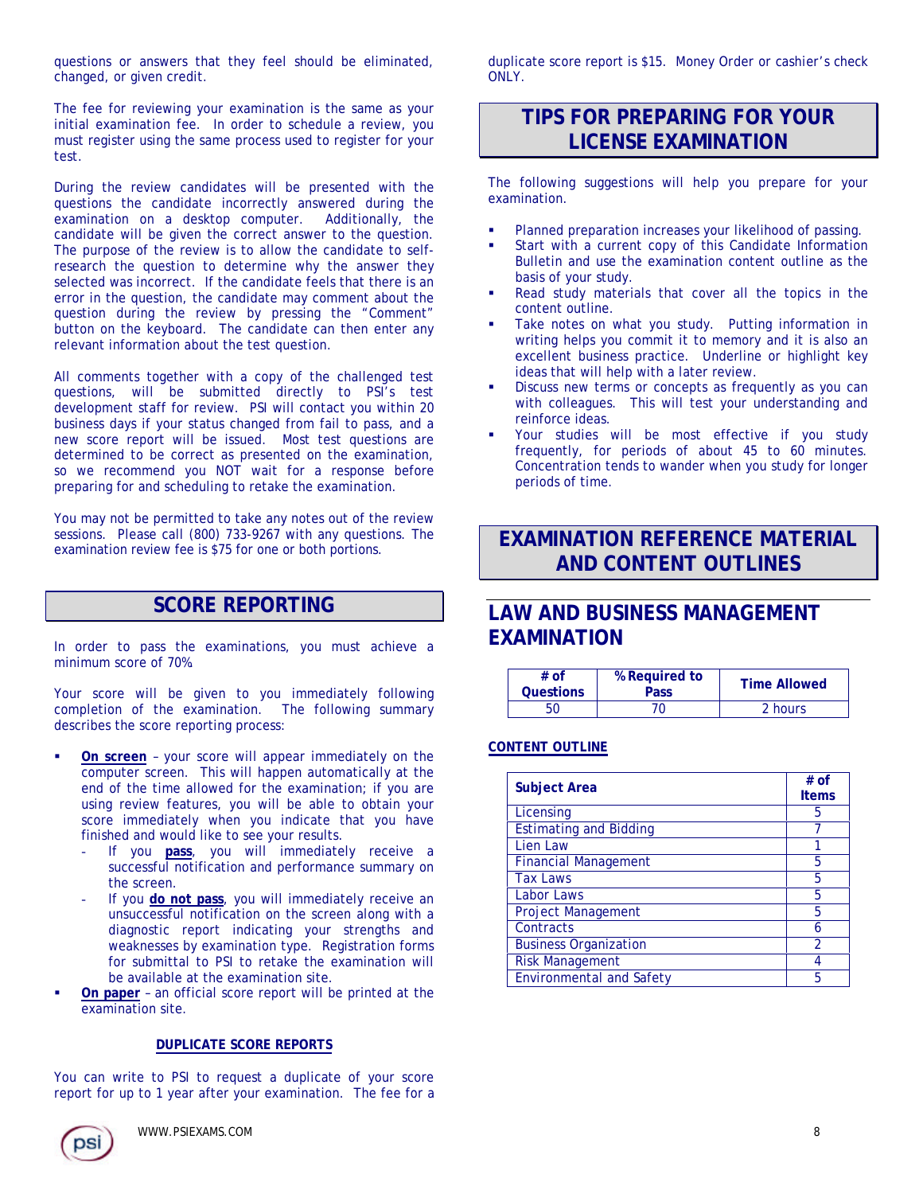questions or answers that they feel should be eliminated, changed, or given credit.

The fee for reviewing your examination is the same as your initial examination fee. In order to schedule a review, you must register using the same process used to register for your test.

During the review candidates will be presented with the questions the candidate incorrectly answered during the examination on a desktop computer. Additionally, the candidate will be given the correct answer to the question. The purpose of the review is to allow the candidate to self-research the question to determine why the answer they selected was incorrect. If the candidate feels that there is an error in the question, the candidate may comment about the question during the review by pressing the "Comment" button on the keyboard. The candidate can then enter any relevant information about the test question.

All comments together with a copy of the challenged test questions, will be submitted directly to PSI's test development staff for review. PSI will contact you within 20 business days if your status changed from fail to pass, and a new score report will be issued. Most test questions are determined to be correct as presented on the examination, so we recommend you NOT wait for a response before preparing for and scheduling to retake the examination.

You may not be permitted to take any notes out of the review sessions. Please call (800) 733-9267 with any questions. The examination review fee is $75 for one or both portions.

## SCORE REPORTING

In order to pass the examinations, you must achieve a minimum score of 70%

Your score will be given to you immediately following completion of the examination. The following summary describes the score reporting process:

- **On screen** – your score will appear immediately on the computer screen. This will happen automatically at the end of the time allowed for the examination; if you are using review features, you will be able to obtain your score immediately when you indicate that you have finished and would like to see your results.
  - If you **pass**, you will immediately receive a successful notification and performance summary on the screen.
  - If you **do not pass**, you will immediately receive an unsuccessful notification on the screen along with a diagnostic report indicating your strengths and weaknesses by examination type. Registration forms for submittal to PSI to retake the examination will be available at the examination site.
- **On paper** – an official score report will be printed at the examination site.

### DUPLICATE SCORE REPORTS

You can write to PSI to request a duplicate of your score report for up to 1 year after your examination. The fee for a duplicate score report is $15. Money Order or cashier's check ONLY.

## TIPS FOR PREPARING FOR YOUR LICENSE EXAMINATION

The following suggestions will help you prepare for your examination.

- Planned preparation increases your likelihood of passing.
- Start with a current copy of this Candidate Information Bulletin and use the examination content outline as the basis of your study.
- Read study materials that cover all the topics in the content outline.
- Take notes on what you study. Putting information in writing helps you commit it to memory and it is also an excellent business practice. Underline or highlight key ideas that will help with a later review.
- Discuss new terms or concepts as frequently as you can with colleagues. This will test your understanding and reinforce ideas.
- Your studies will be most effective if you study frequently, for periods of about 45 to 60 minutes. Concentration tends to wander when you study for longer periods of time.

## EXAMINATION REFERENCE MATERIAL AND CONTENT OUTLINES

## LAW AND BUSINESS MANAGEMENT EXAMINATION

| # of Questions | % Required to Pass | Time Allowed |
|---|---|---|
| 50 | 70 | 2 hours |

### CONTENT OUTLINE

| Subject Area | # of Items |
|---|---|
| Licensing | 5 |
| Estimating and Bidding | 7 |
| Lien Law | 1 |
| Financial Management | 5 |
| Tax Laws | 5 |
| Labor Laws | 5 |
| Project Management | 5 |
| Contracts | 6 |
| Business Organization | 2 |
| Risk Management | 4 |
| Environmental and Safety | 5 |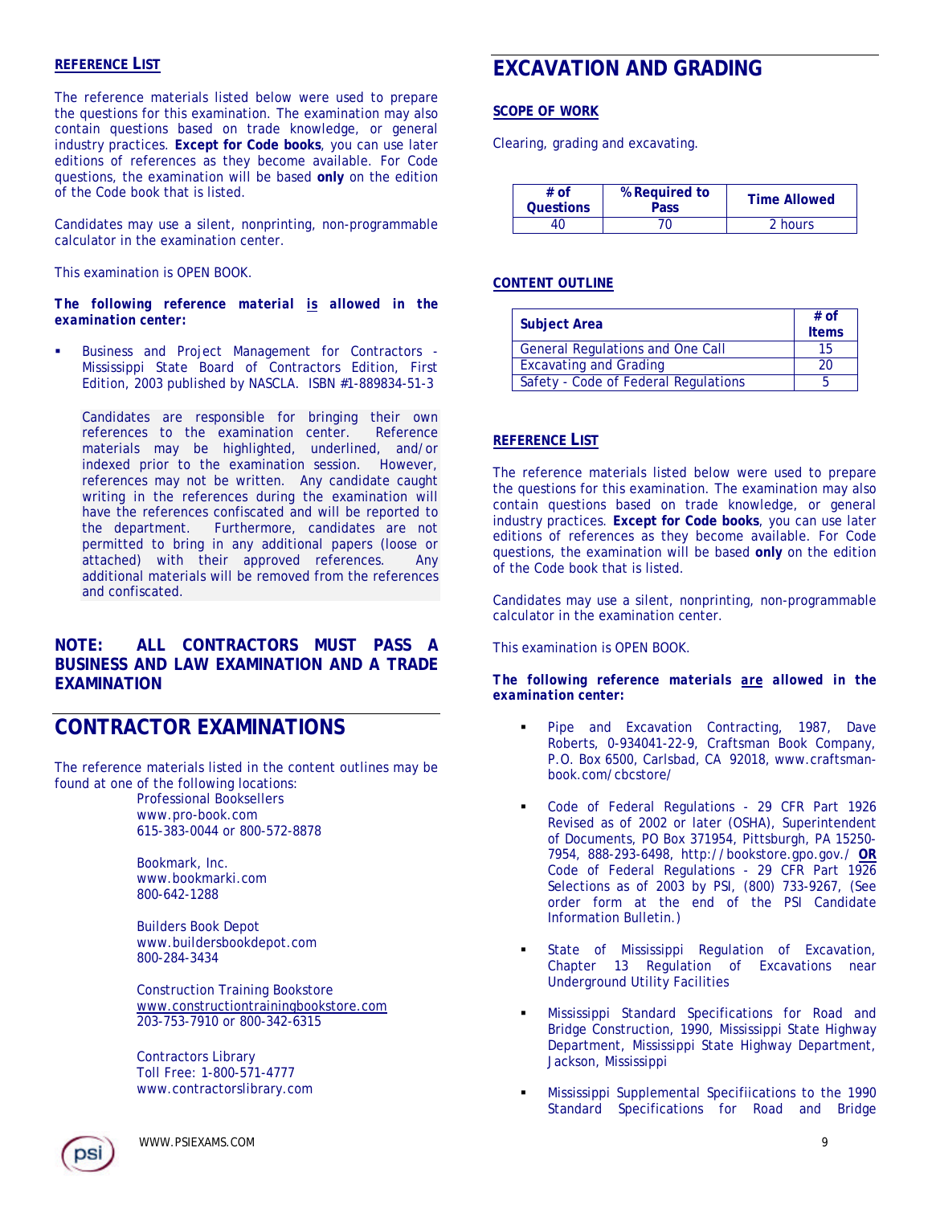### REFERENCE LIST

The reference materials listed below were used to prepare the questions for this examination. The examination may also contain questions based on trade knowledge, or general industry practices. **Except for Code books**, you can use later editions of references as they become available. For Code questions, the examination will be based **only** on the edition of the Code book that is listed.

Candidates may use a silent, nonprinting, non-programmable calculator in the examination center.

This examination is OPEN BOOK.

***The following reference material is allowed in the examination center:***

- Business and Project Management for Contractors - Mississippi State Board of Contractors Edition, First Edition, 2003 published by NASCLA. ISBN #1-889834-51-3

  Candidates are responsible for bringing their own references to the examination center. Reference materials may be highlighted, underlined, and/or indexed prior to the examination session. However, references may not be written. Any candidate caught writing in the references during the examination will have the references confiscated and will be reported to the department. Furthermore, candidates are not permitted to bring in any additional papers (loose or attached) with their approved references. Any additional materials will be removed from the references and confiscated.

**NOTE: ALL CONTRACTORS MUST PASS A BUSINESS AND LAW EXAMINATION AND A TRADE EXAMINATION**

## CONTRACTOR EXAMINATIONS

The reference materials listed in the content outlines may be found at one of the following locations:

Professional Booksellers
www.pro-book.com
615-383-0044 or 800-572-8878

Bookmark, Inc.
www.bookmarki.com
800-642-1288

Builders Book Depot
www.buildersbookdepot.com
800-284-3434

Construction Training Bookstore
www.constructiontrainingbookstore.com
203-753-7910 or 800-342-6315

Contractors Library
Toll Free: 1-800-571-4777
www.contractorslibrary.com

## EXCAVATION AND GRADING

### SCOPE OF WORK

Clearing, grading and excavating.

| # of Questions | % Required to Pass | Time Allowed |
|---|---|---|
| 40 | 70 | 2 hours |

### CONTENT OUTLINE

| Subject Area | # of Items |
|---|---|
| General Regulations and One Call | 15 |
| Excavating and Grading | 20 |
| Safety - Code of Federal Regulations | 5 |

### REFERENCE LIST

The reference materials listed below were used to prepare the questions for this examination. The examination may also contain questions based on trade knowledge, or general industry practices. **Except for Code books**, you can use later editions of references as they become available. For Code questions, the examination will be based **only** on the edition of the Code book that is listed.

Candidates may use a silent, nonprinting, non-programmable calculator in the examination center.

This examination is OPEN BOOK.

***The following reference materials are allowed in the examination center:***

- Pipe and Excavation Contracting, 1987, Dave Roberts, 0-934041-22-9, Craftsman Book Company, P.O. Box 6500, Carlsbad, CA 92018, www.craftsman-book.com/cbcstore/
- Code of Federal Regulations - 29 CFR Part 1926 Revised as of 2002 or later (OSHA), Superintendent of Documents, PO Box 371954, Pittsburgh, PA 15250-7954, 888-293-6498, http://bookstore.gpo.gov./ **OR** Code of Federal Regulations - 29 CFR Part 1926 Selections as of 2003 by PSI, (800) 733-9267, (See order form at the end of the PSI Candidate Information Bulletin.)
- State of Mississippi Regulation of Excavation, Chapter 13 Regulation of Excavations near Underground Utility Facilities
- Mississippi Standard Specifications for Road and Bridge Construction, 1990, Mississippi State Highway Department, Mississippi State Highway Department, Jackson, Mississippi
- Mississippi Supplemental Specifiications to the 1990 Standard Specifications for Road and Bridge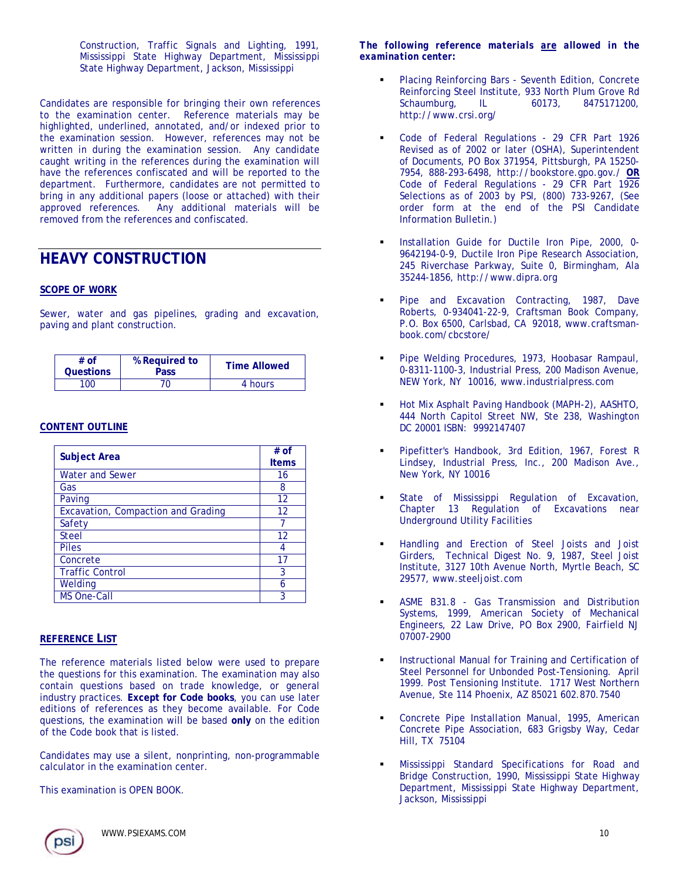Construction, Traffic Signals and Lighting, 1991, Mississippi State Highway Department, Mississippi State Highway Department, Jackson, Mississippi

Candidates are responsible for bringing their own references to the examination center. Reference materials may be highlighted, underlined, annotated, and/or indexed prior to the examination session. However, references may not be written in during the examination session. Any candidate caught writing in the references during the examination will have the references confiscated and will be reported to the department. Furthermore, candidates are not permitted to bring in any additional papers (loose or attached) with their approved references. Any additional materials will be removed from the references and confiscated.

## HEAVY CONSTRUCTION

### SCOPE OF WORK

Sewer, water and gas pipelines, grading and excavation, paving and plant construction.

| # of Questions | % Required to Pass | Time Allowed |
|---|---|---|
| 100 | 70 | 4 hours |

### CONTENT OUTLINE

| Subject Area | # of Items |
|---|---|
| Water and Sewer | 16 |
| Gas | 8 |
| Paving | 12 |
| Excavation, Compaction and Grading | 12 |
| Safety | 7 |
| Steel | 12 |
| Piles | 4 |
| Concrete | 17 |
| Traffic Control | 3 |
| Welding | 6 |
| MS One-Call | 3 |

### REFERENCE LIST

The reference materials listed below were used to prepare the questions for this examination. The examination may also contain questions based on trade knowledge, or general industry practices. **Except for Code books**, you can use later editions of references as they become available. For Code questions, the examination will be based **only** on the edition of the Code book that is listed.

Candidates may use a silent, nonprinting, non-programmable calculator in the examination center.

This examination is OPEN BOOK.

***The following reference materials <u>are</u> allowed in the examination center:***

- Placing Reinforcing Bars - Seventh Edition, Concrete Reinforcing Steel Institute, 933 North Plum Grove Rd Schaumburg, IL 60173, 8475171200, http://www.crsi.org/
- Code of Federal Regulations - 29 CFR Part 1926 Revised as of 2002 or later (OSHA), Superintendent of Documents, PO Box 371954, Pittsburgh, PA 15250-7954, 888-293-6498, http://bookstore.gpo.gov./ **<u>OR</u>** Code of Federal Regulations - 29 CFR Part 1926 Selections as of 2003 by PSI, (800) 733-9267, (See order form at the end of the PSI Candidate Information Bulletin.)
- Installation Guide for Ductile Iron Pipe, 2000, 0-9642194-0-9, Ductile Iron Pipe Research Association, 245 Riverchase Parkway, Suite 0, Birmingham, Ala 35244-1856, http://www.dipra.org
- Pipe and Excavation Contracting, 1987, Dave Roberts, 0-934041-22-9, Craftsman Book Company, P.O. Box 6500, Carlsbad, CA 92018, www.craftsman-book.com/cbcstore/
- Pipe Welding Procedures, 1973, Hoobasar Rampaul, 0-8311-1100-3, Industrial Press, 200 Madison Avenue, NEW York, NY 10016, www.industrialpress.com
- Hot Mix Asphalt Paving Handbook (MAPH-2), AASHTO, 444 North Capitol Street NW, Ste 238, Washington DC 20001 ISBN: 9992147407
- Pipefitter's Handbook, 3rd Edition, 1967, Forest R Lindsey, Industrial Press, Inc., 200 Madison Ave., New York, NY 10016
- State of Mississippi Regulation of Excavation, Chapter 13 Regulation of Excavations near Underground Utility Facilities
- Handling and Erection of Steel Joists and Joist Girders, Technical Digest No. 9, 1987, Steel Joist Institute, 3127 10th Avenue North, Myrtle Beach, SC 29577, www.steeljoist.com
- ASME B31.8 - Gas Transmission and Distribution Systems, 1999, American Society of Mechanical Engineers, 22 Law Drive, PO Box 2900, Fairfield NJ 07007-2900
- Instructional Manual for Training and Certification of Steel Personnel for Unbonded Post-Tensioning. April 1999. Post Tensioning Institute. 1717 West Northern Avenue, Ste 114 Phoenix, AZ 85021 602.870.7540
- Concrete Pipe Installation Manual, 1995, American Concrete Pipe Association, 683 Grigsby Way, Cedar Hill, TX 75104
- Mississippi Standard Specifications for Road and Bridge Construction, 1990, Mississippi State Highway Department, Mississippi State Highway Department, Jackson, Mississippi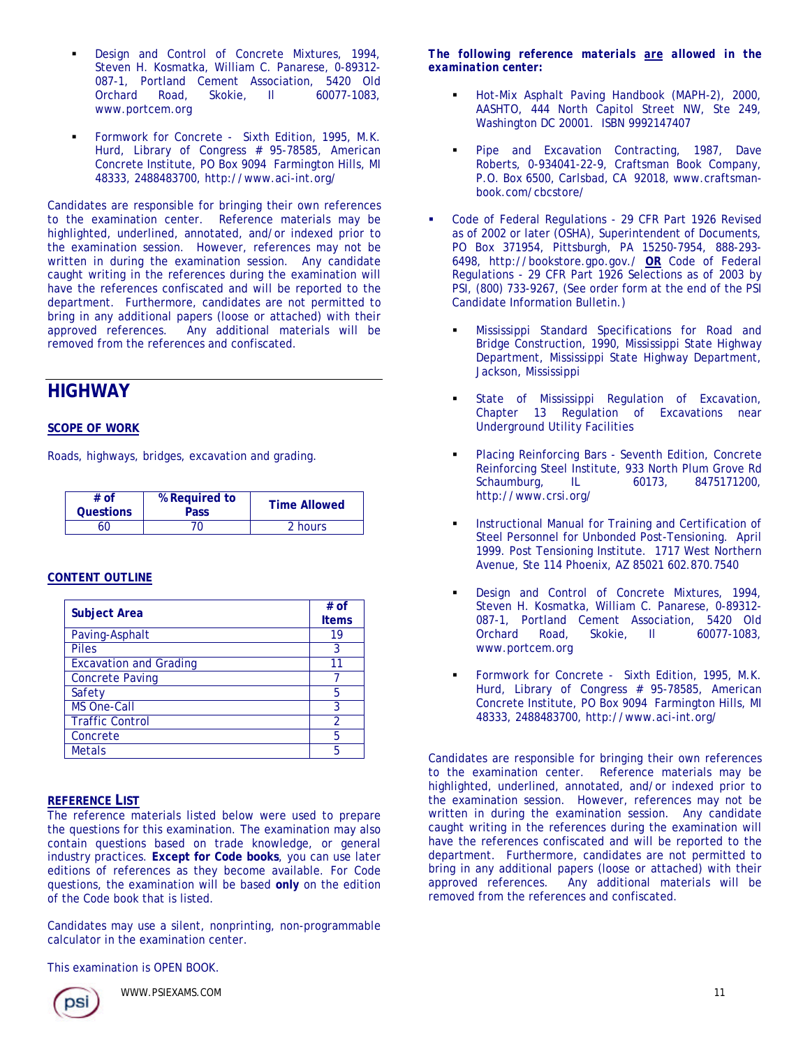- Design and Control of Concrete Mixtures, 1994, Steven H. Kosmatka, William C. Panarese, 0-89312-087-1, Portland Cement Association, 5420 Old Orchard Road, Skokie, Il 60077-1083, www.portcem.org
- Formwork for Concrete - Sixth Edition, 1995, M.K. Hurd, Library of Congress # 95-78585, American Concrete Institute, PO Box 9094 Farmington Hills, MI 48333, 2488483700, http://www.aci-int.org/

Candidates are responsible for bringing their own references to the examination center. Reference materials may be highlighted, underlined, annotated, and/or indexed prior to the examination session. However, references may not be written in during the examination session. Any candidate caught writing in the references during the examination will have the references confiscated and will be reported to the department. Furthermore, candidates are not permitted to bring in any additional papers (loose or attached) with their approved references. Any additional materials will be removed from the references and confiscated.

## HIGHWAY

### SCOPE OF WORK

Roads, highways, bridges, excavation and grading.

| # of Questions | % Required to Pass | Time Allowed |
|---|---|---|
| 60 | 70 | 2 hours |

### CONTENT OUTLINE

| Subject Area | # of Items |
|---|---|
| Paving-Asphalt | 19 |
| Piles | 3 |
| Excavation and Grading | 11 |
| Concrete Paving | 7 |
| Safety | 5 |
| MS One-Call | 3 |
| Traffic Control | 2 |
| Concrete | 5 |
| Metals | 5 |

### REFERENCE LIST

The reference materials listed below were used to prepare the questions for this examination. The examination may also contain questions based on trade knowledge, or general industry practices. **Except for Code books**, you can use later editions of references as they become available. For Code questions, the examination will be based **only** on the edition of the Code book that is listed.

Candidates may use a silent, nonprinting, non-programmable calculator in the examination center.

This examination is OPEN BOOK.

***The following reference materials <u>are</u> allowed in the examination center:***

- Hot-Mix Asphalt Paving Handbook (MAPH-2), 2000, AASHTO, 444 North Capitol Street NW, Ste 249, Washington DC 20001. ISBN 9992147407
- Pipe and Excavation Contracting, 1987, Dave Roberts, 0-934041-22-9, Craftsman Book Company, P.O. Box 6500, Carlsbad, CA 92018, www.craftsman-book.com/cbcstore/
- Code of Federal Regulations - 29 CFR Part 1926 Revised as of 2002 or later (OSHA), Superintendent of Documents, PO Box 371954, Pittsburgh, PA 15250-7954, 888-293-6498, http://bookstore.gpo.gov./ **<u>OR</u>** Code of Federal Regulations - 29 CFR Part 1926 Selections as of 2003 by PSI, (800) 733-9267, (See order form at the end of the PSI Candidate Information Bulletin.)
- Mississippi Standard Specifications for Road and Bridge Construction, 1990, Mississippi State Highway Department, Mississippi State Highway Department, Jackson, Mississippi
- State of Mississippi Regulation of Excavation, Chapter 13 Regulation of Excavations near Underground Utility Facilities
- Placing Reinforcing Bars - Seventh Edition, Concrete Reinforcing Steel Institute, 933 North Plum Grove Rd Schaumburg, IL 60173, 8475171200, http://www.crsi.org/
- Instructional Manual for Training and Certification of Steel Personnel for Unbonded Post-Tensioning. April 1999. Post Tensioning Institute. 1717 West Northern Avenue, Ste 114 Phoenix, AZ 85021 602.870.7540
- Design and Control of Concrete Mixtures, 1994, Steven H. Kosmatka, William C. Panarese, 0-89312-087-1, Portland Cement Association, 5420 Old Orchard Road, Skokie, Il 60077-1083, www.portcem.org
- Formwork for Concrete - Sixth Edition, 1995, M.K. Hurd, Library of Congress # 95-78585, American Concrete Institute, PO Box 9094 Farmington Hills, MI 48333, 2488483700, http://www.aci-int.org/

Candidates are responsible for bringing their own references to the examination center. Reference materials may be highlighted, underlined, annotated, and/or indexed prior to the examination session. However, references may not be written in during the examination session. Any candidate caught writing in the references during the examination will have the references confiscated and will be reported to the department. Furthermore, candidates are not permitted to bring in any additional papers (loose or attached) with their approved references. Any additional materials will be removed from the references and confiscated.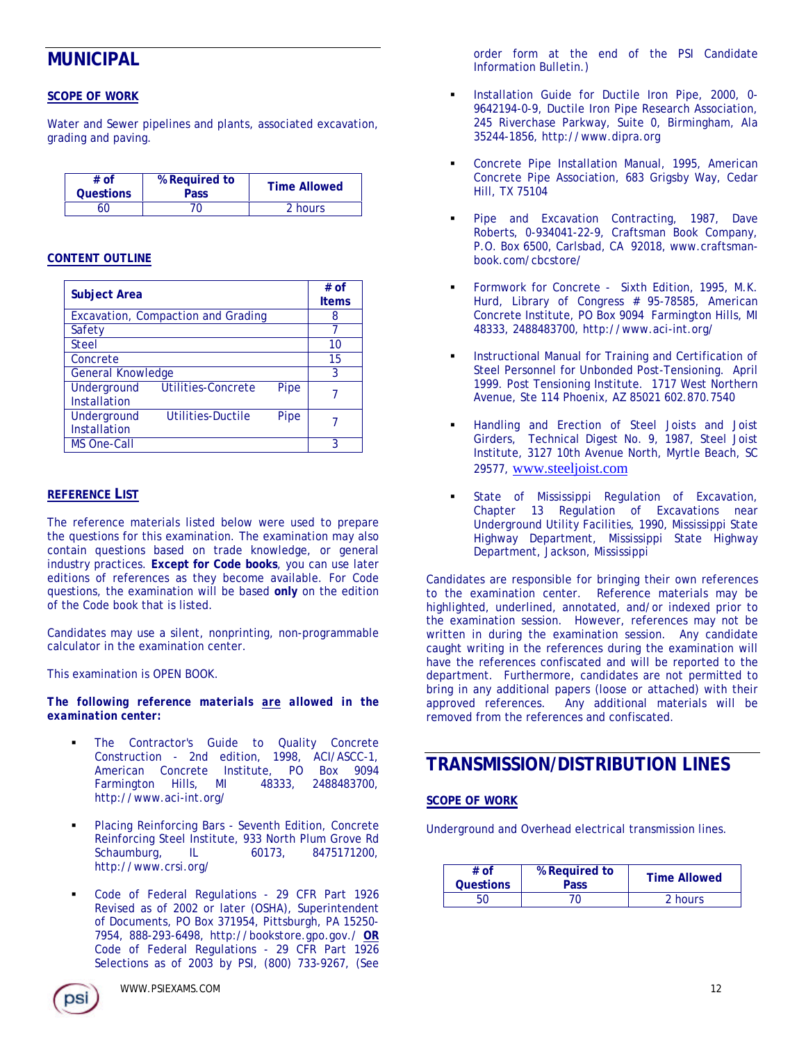## MUNICIPAL

### SCOPE OF WORK

Water and Sewer pipelines and plants, associated excavation, grading and paving.

| # of Questions | % Required to Pass | Time Allowed |
|---|---|---|
| 60 | 70 | 2 hours |

### CONTENT OUTLINE

| Subject Area | # of Items |
|---|---|
| Excavation, Compaction and Grading | 8 |
| Safety | 7 |
| Steel | 10 |
| Concrete | 15 |
| General Knowledge | 3 |
| Underground Utilities-Concrete Pipe Installation | 7 |
| Underground Utilities-Ductile Pipe Installation | 7 |
| MS One-Call | 3 |

### REFERENCE LIST

The reference materials listed below were used to prepare the questions for this examination. The examination may also contain questions based on trade knowledge, or general industry practices. **Except for Code books**, you can use later editions of references as they become available. For Code questions, the examination will be based **only** on the edition of the Code book that is listed.

Candidates may use a silent, nonprinting, non-programmable calculator in the examination center.

This examination is OPEN BOOK.

***The following reference materials <u>are</u> allowed in the examination center:***

- The Contractor's Guide to Quality Concrete Construction - 2nd edition, 1998, ACI/ASCC-1, American Concrete Institute, PO Box 9094 Farmington Hills, MI 48333, 2488483700, http://www.aci-int.org/
- Placing Reinforcing Bars - Seventh Edition, Concrete Reinforcing Steel Institute, 933 North Plum Grove Rd Schaumburg, IL 60173, 8475171200, http://www.crsi.org/
- Code of Federal Regulations - 29 CFR Part 1926 Revised as of 2002 or later (OSHA), Superintendent of Documents, PO Box 371954, Pittsburgh, PA 15250-7954, 888-293-6498, http://bookstore.gpo.gov./ **<u>OR</u>** Code of Federal Regulations - 29 CFR Part 1926 Selections as of 2003 by PSI, (800) 733-9267, (See order form at the end of the PSI Candidate Information Bulletin.)
- Installation Guide for Ductile Iron Pipe, 2000, 0-9642194-0-9, Ductile Iron Pipe Research Association, 245 Riverchase Parkway, Suite 0, Birmingham, Ala 35244-1856, http://www.dipra.org
- Concrete Pipe Installation Manual, 1995, American Concrete Pipe Association, 683 Grigsby Way, Cedar Hill, TX 75104
- Pipe and Excavation Contracting, 1987, Dave Roberts, 0-934041-22-9, Craftsman Book Company, P.O. Box 6500, Carlsbad, CA 92018, www.craftsman-book.com/cbcstore/
- Formwork for Concrete - Sixth Edition, 1995, M.K. Hurd, Library of Congress # 95-78585, American Concrete Institute, PO Box 9094 Farmington Hills, MI 48333, 2488483700, http://www.aci-int.org/
- Instructional Manual for Training and Certification of Steel Personnel for Unbonded Post-Tensioning. April 1999. Post Tensioning Institute. 1717 West Northern Avenue, Ste 114 Phoenix, AZ 85021 602.870.7540
- Handling and Erection of Steel Joists and Joist Girders, Technical Digest No. 9, 1987, Steel Joist Institute, 3127 10th Avenue North, Myrtle Beach, SC 29577, www.steeljoist.com
- State of Mississippi Regulation of Excavation, Chapter 13 Regulation of Excavations near Underground Utility Facilities, 1990, Mississippi State Highway Department, Mississippi State Highway Department, Jackson, Mississippi

Candidates are responsible for bringing their own references to the examination center. Reference materials may be highlighted, underlined, annotated, and/or indexed prior to the examination session. However, references may not be written in during the examination session. Any candidate caught writing in the references during the examination will have the references confiscated and will be reported to the department. Furthermore, candidates are not permitted to bring in any additional papers (loose or attached) with their approved references. Any additional materials will be removed from the references and confiscated.

## TRANSMISSION/DISTRIBUTION LINES

### SCOPE OF WORK

Underground and Overhead electrical transmission lines.

| # of Questions | % Required to Pass | Time Allowed |
|---|---|---|
| 50 | 70 | 2 hours |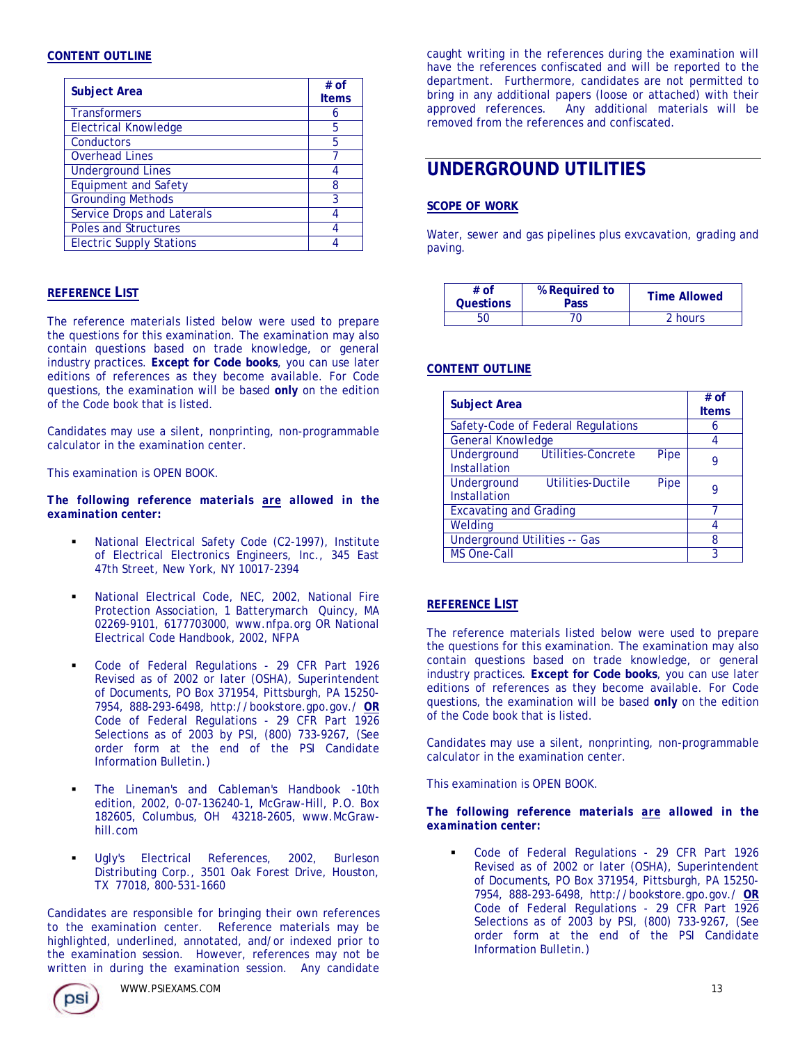### CONTENT OUTLINE

| Subject Area | # of Items |
|---|---|
| Transformers | 6 |
| Electrical Knowledge | 5 |
| Conductors | 5 |
| Overhead Lines | 7 |
| Underground Lines | 4 |
| Equipment and Safety | 8 |
| Grounding Methods | 3 |
| Service Drops and Laterals | 4 |
| Poles and Structures | 4 |
| Electric Supply Stations | 4 |

### REFERENCE LIST

The reference materials listed below were used to prepare the questions for this examination. The examination may also contain questions based on trade knowledge, or general industry practices. **Except for Code books**, you can use later editions of references as they become available. For Code questions, the examination will be based **only** on the edition of the Code book that is listed.

Candidates may use a silent, nonprinting, non-programmable calculator in the examination center.

This examination is OPEN BOOK.

***The following reference materials are allowed in the examination center:***

- National Electrical Safety Code (C2-1997), Institute of Electrical Electronics Engineers, Inc., 345 East 47th Street, New York, NY 10017-2394
- National Electrical Code, NEC, 2002, National Fire Protection Association, 1 Batterymarch Quincy, MA 02269-9101, 6177703000, www.nfpa.org OR National Electrical Code Handbook, 2002, NFPA
- Code of Federal Regulations - 29 CFR Part 1926 Revised as of 2002 or later (OSHA), Superintendent of Documents, PO Box 371954, Pittsburgh, PA 15250-7954, 888-293-6498, http://bookstore.gpo.gov./ **OR** Code of Federal Regulations - 29 CFR Part 1926 Selections as of 2003 by PSI, (800) 733-9267, (See order form at the end of the PSI Candidate Information Bulletin.)
- The Lineman's and Cableman's Handbook -10th edition, 2002, 0-07-136240-1, McGraw-Hill, P.O. Box 182605, Columbus, OH 43218-2605, www.McGraw-hill.com
- Ugly's Electrical References, 2002, Burleson Distributing Corp., 3501 Oak Forest Drive, Houston, TX 77018, 800-531-1660

Candidates are responsible for bringing their own references to the examination center. Reference materials may be highlighted, underlined, annotated, and/or indexed prior to the examination session. However, references may not be written in during the examination session. Any candidate caught writing in the references during the examination will have the references confiscated and will be reported to the department. Furthermore, candidates are not permitted to bring in any additional papers (loose or attached) with their approved references. Any additional materials will be removed from the references and confiscated.

## UNDERGROUND UTILITIES

### SCOPE OF WORK

Water, sewer and gas pipelines plus exvcavation, grading and paving.

| # of Questions | % Required to Pass | Time Allowed |
|---|---|---|
| 50 | 70 | 2 hours |

### CONTENT OUTLINE

| Subject Area | # of Items |
|---|---|
| Safety-Code of Federal Regulations | 6 |
| General Knowledge | 4 |
| Underground Utilities-Concrete Pipe Installation | 9 |
| Underground Utilities-Ductile Pipe Installation | 9 |
| Excavating and Grading | 7 |
| Welding | 4 |
| Underground Utilities -- Gas | 8 |
| MS One-Call | 3 |

### REFERENCE LIST

The reference materials listed below were used to prepare the questions for this examination. The examination may also contain questions based on trade knowledge, or general industry practices. **Except for Code books**, you can use later editions of references as they become available. For Code questions, the examination will be based **only** on the edition of the Code book that is listed.

Candidates may use a silent, nonprinting, non-programmable calculator in the examination center.

This examination is OPEN BOOK.

***The following reference materials are allowed in the examination center:***

- Code of Federal Regulations - 29 CFR Part 1926 Revised as of 2002 or later (OSHA), Superintendent of Documents, PO Box 371954, Pittsburgh, PA 15250-7954, 888-293-6498, http://bookstore.gpo.gov./ **OR** Code of Federal Regulations - 29 CFR Part 1926 Selections as of 2003 by PSI, (800) 733-9267, (See order form at the end of the PSI Candidate Information Bulletin.)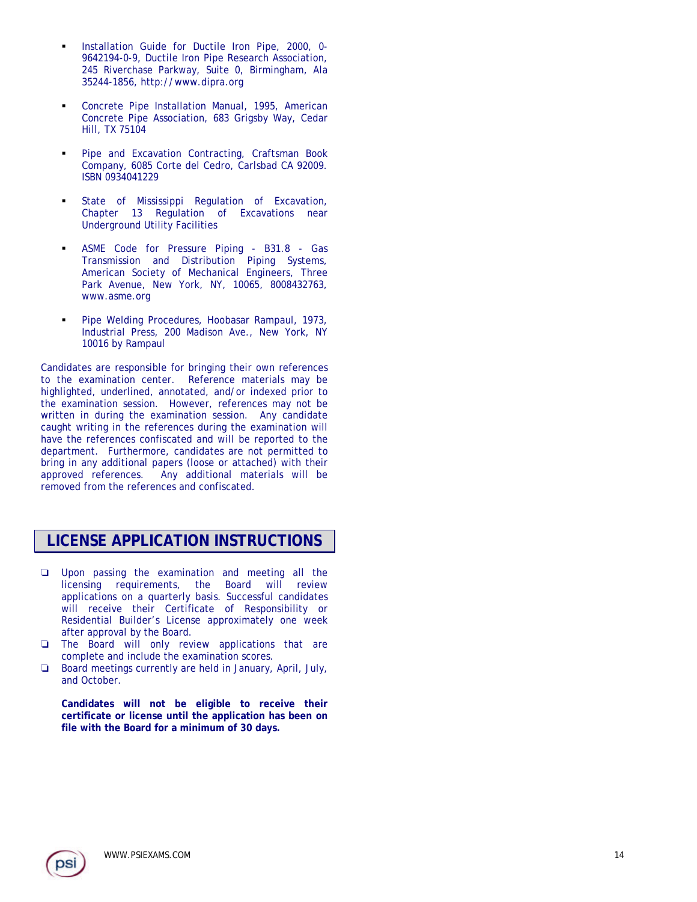- Installation Guide for Ductile Iron Pipe, 2000, 0-9642194-0-9, Ductile Iron Pipe Research Association, 245 Riverchase Parkway, Suite 0, Birmingham, Ala 35244-1856, http://www.dipra.org

- Concrete Pipe Installation Manual, 1995, American Concrete Pipe Association, 683 Grigsby Way, Cedar Hill, TX 75104

- Pipe and Excavation Contracting, Craftsman Book Company, 6085 Corte del Cedro, Carlsbad CA 92009. ISBN 0934041229

- State of Mississippi Regulation of Excavation, Chapter 13 Regulation of Excavations near Underground Utility Facilities

- ASME Code for Pressure Piping - B31.8 - Gas Transmission and Distribution Piping Systems, American Society of Mechanical Engineers, Three Park Avenue, New York, NY, 10065, 8008432763, www.asme.org

- Pipe Welding Procedures, Hoobasar Rampaul, 1973, Industrial Press, 200 Madison Ave., New York, NY 10016 by Rampaul

Candidates are responsible for bringing their own references to the examination center. Reference materials may be highlighted, underlined, annotated, and/or indexed prior to the examination session. However, references may not be written in during the examination session. Any candidate caught writing in the references during the examination will have the references confiscated and will be reported to the department. Furthermore, candidates are not permitted to bring in any additional papers (loose or attached) with their approved references. Any additional materials will be removed from the references and confiscated.

## LICENSE APPLICATION INSTRUCTIONS

- Upon passing the examination and meeting all the licensing requirements, the Board will review applications on a quarterly basis. Successful candidates will receive their Certificate of Responsibility or Residential Builder's License approximately one week after approval by the Board.
- The Board will only review applications that are complete and include the examination scores.
- Board meetings currently are held in January, April, July, and October.

**Candidates will not be eligible to receive their certificate or license until the application has been on file with the Board for a minimum of 30 days.**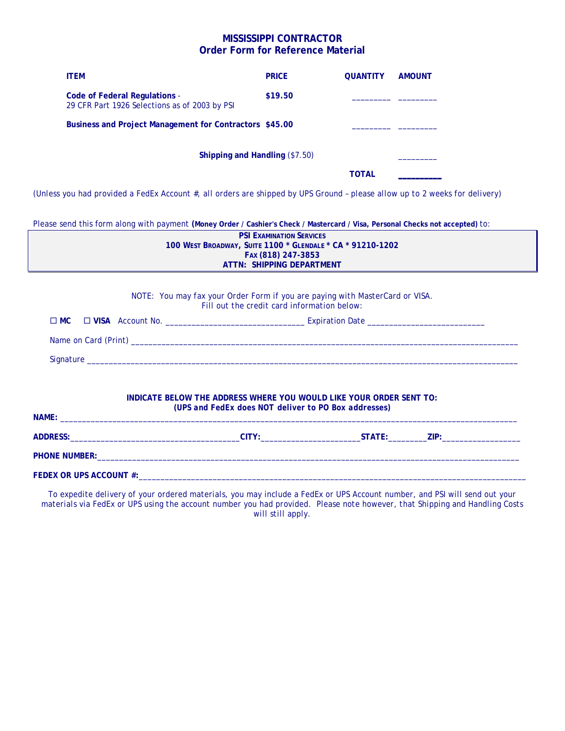# MISSISSIPPI CONTRACTOR
## Order Form for Reference Material

| ITEM | PRICE | QUANTITY | AMOUNT |
|---|---|---|---|
| **Code of Federal Regulations** - 29 CFR Part 1926 Selections as of 2003 by PSI | **$19.50** | _________ | _________ |
| **Business and Project Management for Contractors** | **$45.00** | _________ | _________ |
| **Shipping and Handling** ($7.50) | | | _________ |
| | | **TOTAL** | _________ |

*(Unless you had provided a FedEx Account #, all orders are shipped by UPS Ground – please allow up to 2 weeks for delivery)*

Please send this form along with payment **(Money Order / Cashier's Check / Mastercard / Visa, Personal Checks not accepted)** to:

**PSI EXAMINATION SERVICES**
**100 WEST BROADWAY, SUITE 1100 * GLENDALE * CA * 91210-1202**
**FAX (818) 247-3853**
**ATTN: SHIPPING DEPARTMENT**

NOTE: You may fax your Order Form if you are paying with MasterCard or VISA.
Fill out the credit card information below:

☐ **MC** ☐ **VISA** Account No. _______________________________ Expiration Date ___________________________

Name on Card (Print) ____________________________________________________________________________________________

Signature ______________________________________________________________________________________________________

***INDICATE BELOW THE ADDRESS WHERE YOU WOULD LIKE YOUR ORDER SENT TO:***
***(UPS and FedEx does NOT deliver to PO Box addresses)***

**NAME:** ______________________________________________________________________________________________________

**ADDRESS:**______________________________________**CITY:**______________________**STATE:**________**ZIP:**_________________

**PHONE NUMBER:**_______________________________________________________________________________________________

**FEDEX OR UPS ACCOUNT #:**_________________________________________________________________________________________

To expedite delivery of your ordered materials, you may include a FedEx or UPS Account number, and PSI will send out your materials via FedEx or UPS using the account number you had provided. Please note however, that Shipping and Handling Costs will still apply.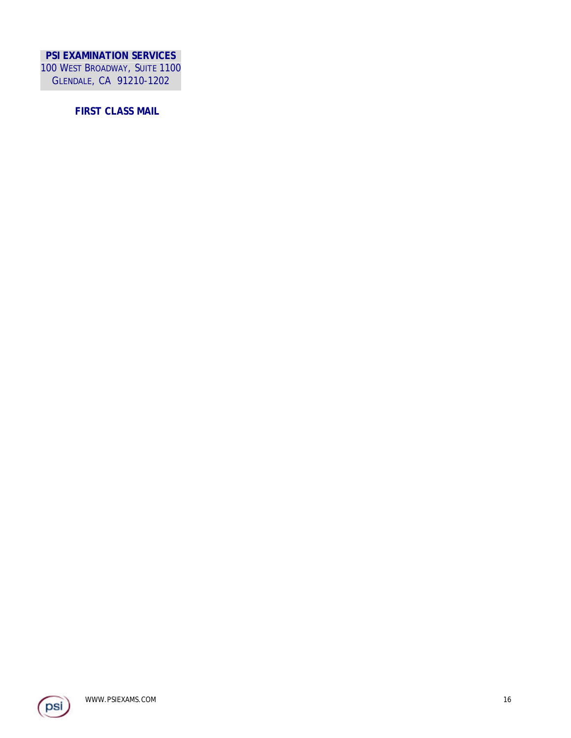**PSI EXAMINATION SERVICES**
100 WEST BROADWAY, SUITE 1100
GLENDALE, CA 91210-1202

**FIRST CLASS MAIL**